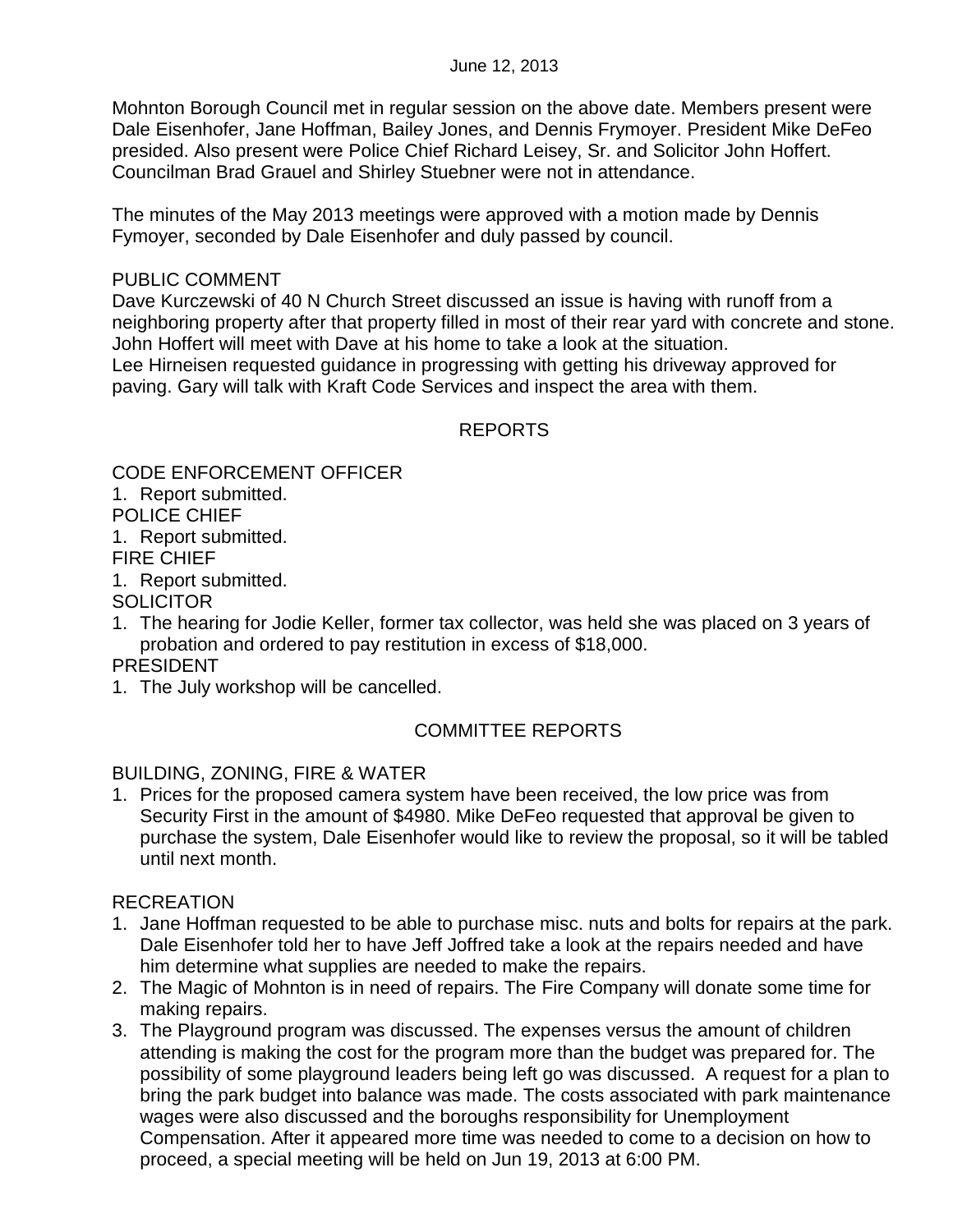June 12, 2013

Mohnton Borough Council met in regular session on the above date. Members present were Dale Eisenhofer, Jane Hoffman, Bailey Jones, and Dennis Frymoyer. President Mike DeFeo presided. Also present were Police Chief Richard Leisey, Sr. and Solicitor John Hoffert. Councilman Brad Grauel and Shirley Stuebner were not in attendance.

The minutes of the May 2013 meetings were approved with a motion made by Dennis Fymoyer, seconded by Dale Eisenhofer and duly passed by council.

PUBLIC COMMENT

Dave Kurczewski of 40 N Church Street discussed an issue is having with runoff from a neighboring property after that property filled in most of their rear yard with concrete and stone. John Hoffert will meet with Dave at his home to take a look at the situation.
Lee Hirneisen requested guidance in progressing with getting his driveway approved for paving. Gary will talk with Kraft Code Services and inspect the area with them.

## REPORTS

CODE ENFORCEMENT OFFICER
1. Report submitted.

POLICE CHIEF
1. Report submitted.

FIRE CHIEF
1. Report submitted.

SOLICITOR
1. The hearing for Jodie Keller, former tax collector, was held she was placed on 3 years of probation and ordered to pay restitution in excess of $18,000.

PRESIDENT
1. The July workshop will be cancelled.

## COMMITTEE REPORTS

BUILDING, ZONING, FIRE & WATER
1. Prices for the proposed camera system have been received, the low price was from Security First in the amount of $4980. Mike DeFeo requested that approval be given to purchase the system, Dale Eisenhofer would like to review the proposal, so it will be tabled until next month.

RECREATION
1. Jane Hoffman requested to be able to purchase misc. nuts and bolts for repairs at the park. Dale Eisenhofer told her to have Jeff Joffred take a look at the repairs needed and have him determine what supplies are needed to make the repairs.
2. The Magic of Mohnton is in need of repairs. The Fire Company will donate some time for making repairs.
3. The Playground program was discussed. The expenses versus the amount of children attending is making the cost for the program more than the budget was prepared for. The possibility of some playground leaders being left go was discussed. A request for a plan to bring the park budget into balance was made. The costs associated with park maintenance wages were also discussed and the boroughs responsibility for Unemployment Compensation. After it appeared more time was needed to come to a decision on how to proceed, a special meeting will be held on Jun 19, 2013 at 6:00 PM.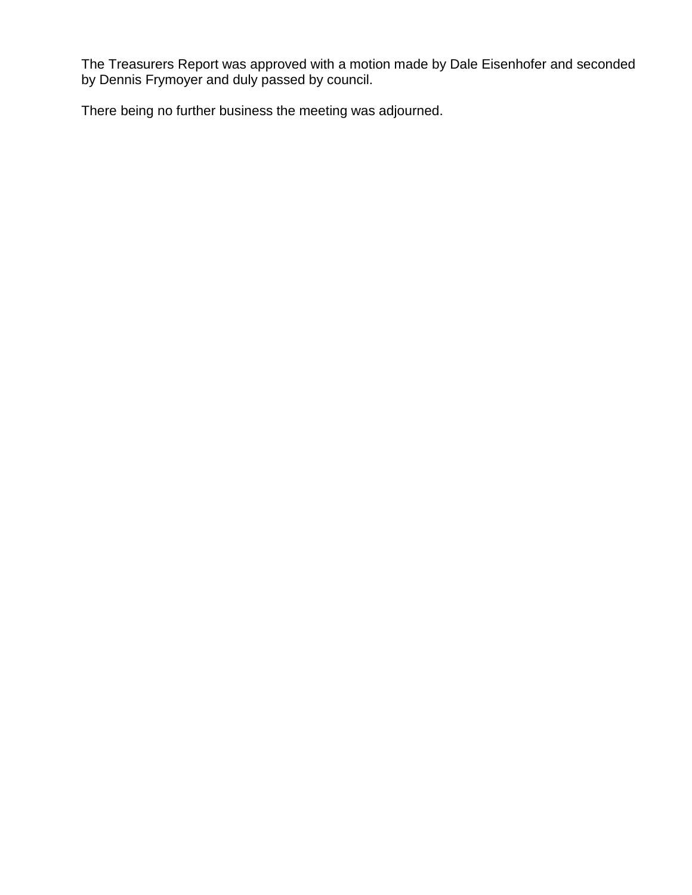The Treasurers Report was approved with a motion made by Dale Eisenhofer and seconded by Dennis Frymoyer and duly passed by council.

There being no further business the meeting was adjourned.